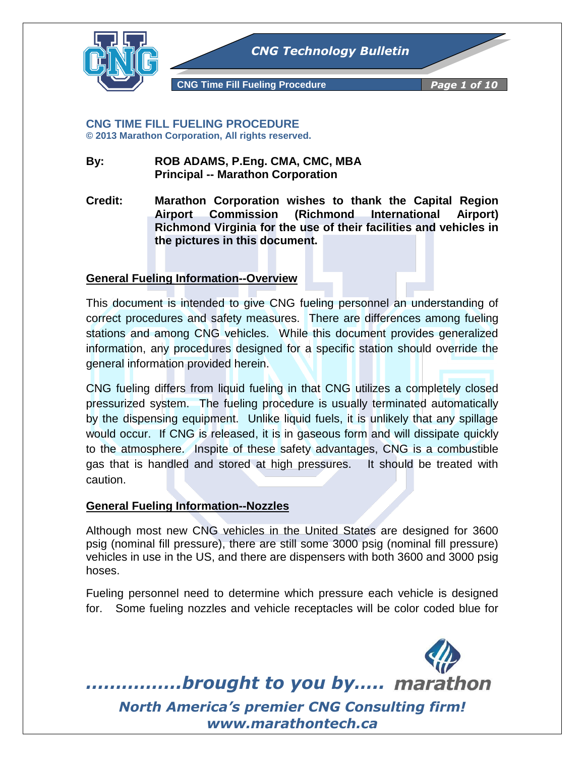# CNG TIME FILL FUELING PROCEDURE

**© 2013 Marathon Corporation, All rights reserved.**

**By:** **ROB ADAMS, P.Eng. CMA, CMC, MBA**
**Principal -- Marathon Corporation**

**Credit:** **Marathon Corporation wishes to thank the Capital Region Airport Commission (Richmond International Airport) Richmond Virginia for the use of their facilities and vehicles in the pictures in this document.**

## General Fueling Information--Overview

This document is intended to give CNG fueling personnel an understanding of correct procedures and safety measures. There are differences among fueling stations and among CNG vehicles. While this document provides generalized information, any procedures designed for a specific station should override the general information provided herein.

CNG fueling differs from liquid fueling in that CNG utilizes a completely closed pressurized system. The fueling procedure is usually terminated automatically by the dispensing equipment. Unlike liquid fuels, it is unlikely that any spillage would occur. If CNG is released, it is in gaseous form and will dissipate quickly to the atmosphere. Inspite of these safety advantages, CNG is a combustible gas that is handled and stored at high pressures. It should be treated with caution.

## General Fueling Information--Nozzles

Although most new CNG vehicles in the United States are designed for 3600 psig (nominal fill pressure), there are still some 3000 psig (nominal fill pressure) vehicles in use in the US, and there are dispensers with both 3600 and 3000 psig hoses.

Fueling personnel need to determine which pressure each vehicle is designed for. Some fueling nozzles and vehicle receptacles will be color coded blue for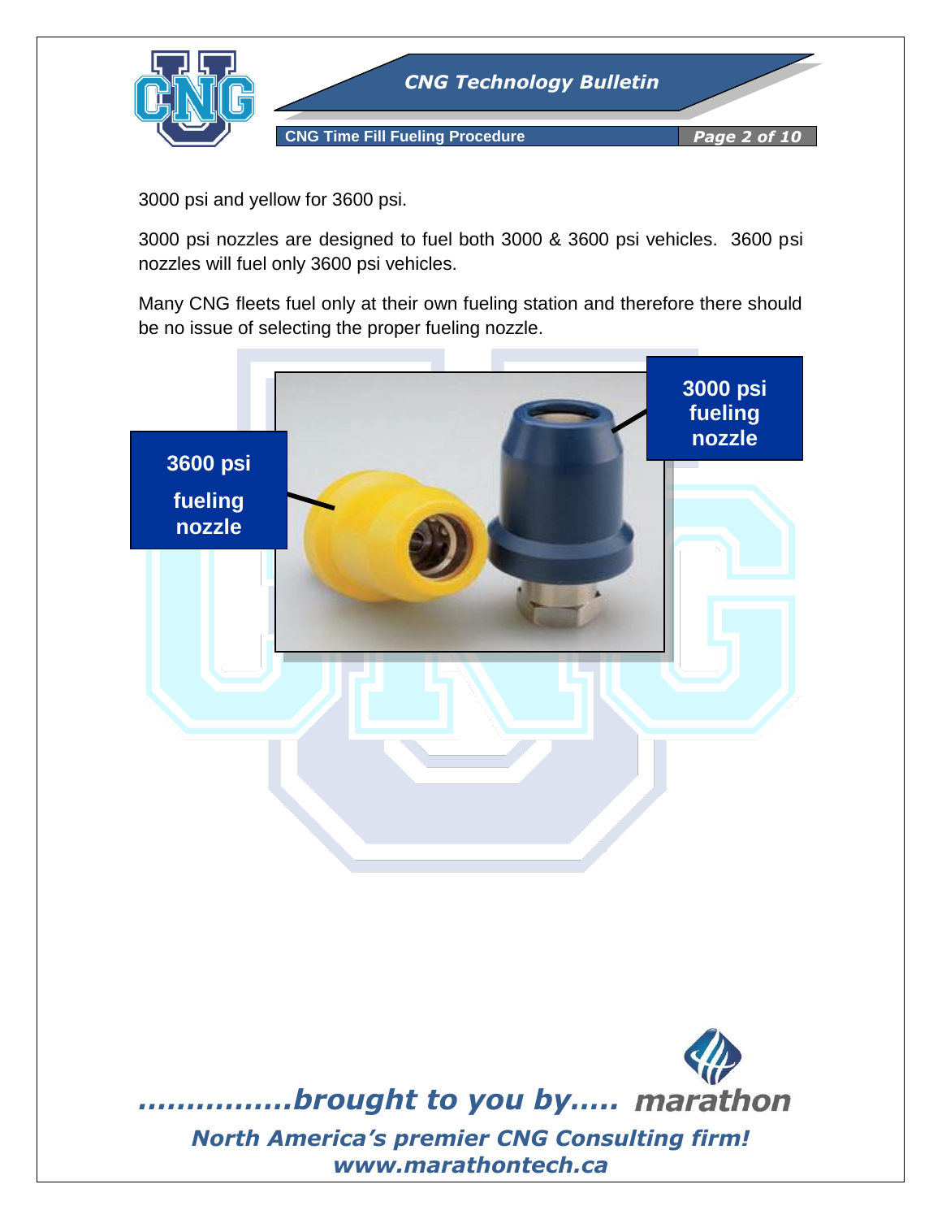3000 psi and yellow for 3600 psi.

3000 psi nozzles are designed to fuel both 3000 & 3600 psi vehicles. 3600 psi nozzles will fuel only 3600 psi vehicles.

Many CNG fleets fuel only at their own fueling station and therefore there should be no issue of selecting the proper fueling nozzle.

**3600 psi fueling nozzle**

**3000 psi fueling nozzle**

*................brought to you by.....* **marathon**

***North America's premier CNG Consulting firm!***

***www.marathontech.ca***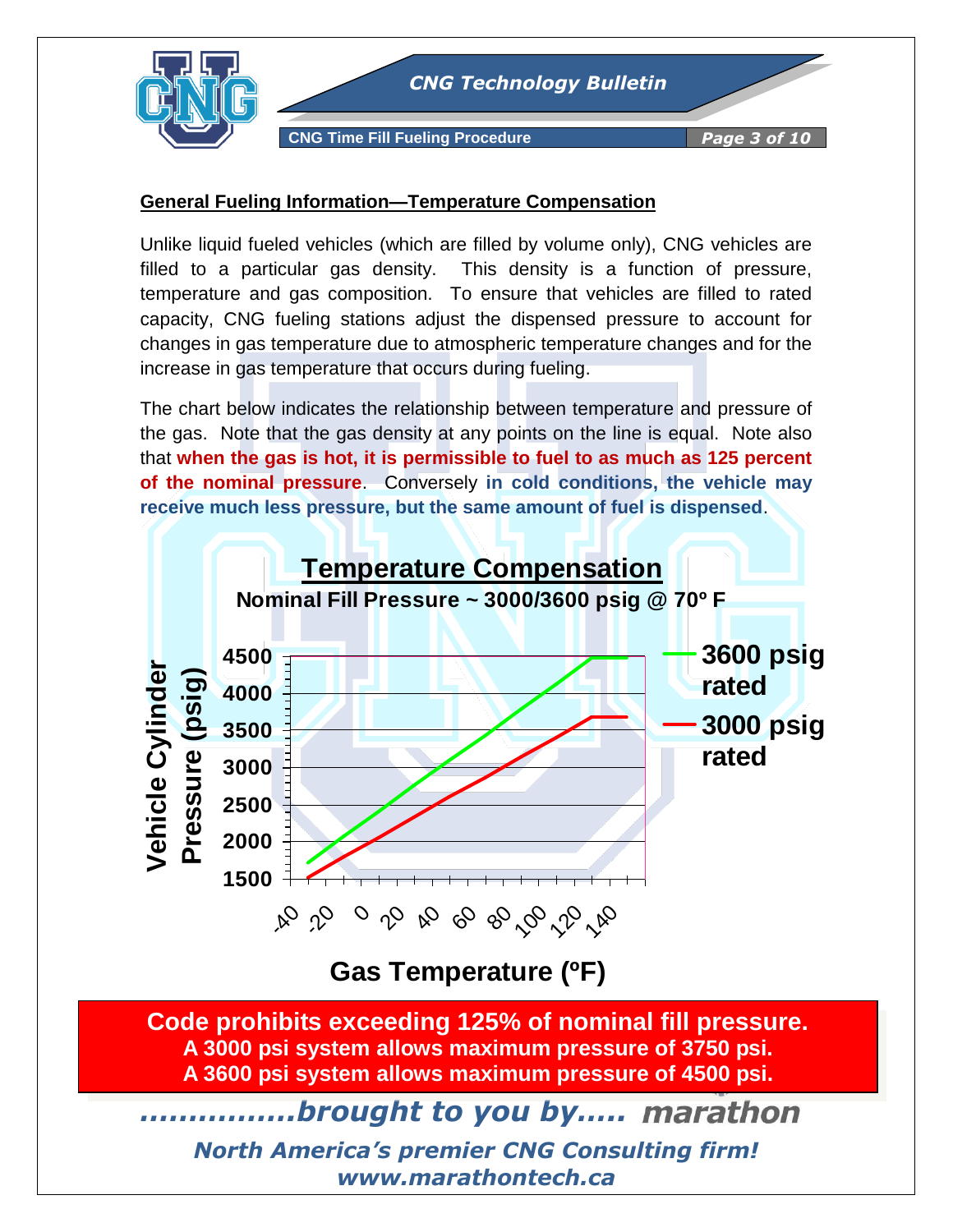## General Fueling Information—Temperature Compensation

Unlike liquid fueled vehicles (which are filled by volume only), CNG vehicles are filled to a particular gas density. This density is a function of pressure, temperature and gas composition. To ensure that vehicles are filled to rated capacity, CNG fueling stations adjust the dispensed pressure to account for changes in gas temperature due to atmospheric temperature changes and for the increase in gas temperature that occurs during fueling.

The chart below indicates the relationship between temperature and pressure of the gas. Note that the gas density at any points on the line is equal. Note also that **when the gas is hot, it is permissible to fuel to as much as 125 percent of the nominal pressure**. Conversely **in cold conditions, the vehicle may receive much less pressure, but the same amount of fuel is dispensed**.

**Temperature Compensation**

**Nominal Fill Pressure ~ 3000/3600 psig @ 70° F**

Vehicle Cylinder Pressure (psig): 1500, 2000, 2500, 3000, 3500, 4000, 4500

Gas Temperature (°F): -40, -20, 0, 20, 40, 60, 80, 100, 120, 140

Legend: 3600 psig rated; 3000 psig rated

**Code prohibits exceeding 125% of nominal fill pressure.**
**A 3000 psi system allows maximum pressure of 3750 psi.**
**A 3600 psi system allows maximum pressure of 4500 psi.**

*................brought to you by..... marathon*

*North America's premier CNG Consulting firm!*
*www.marathontech.ca*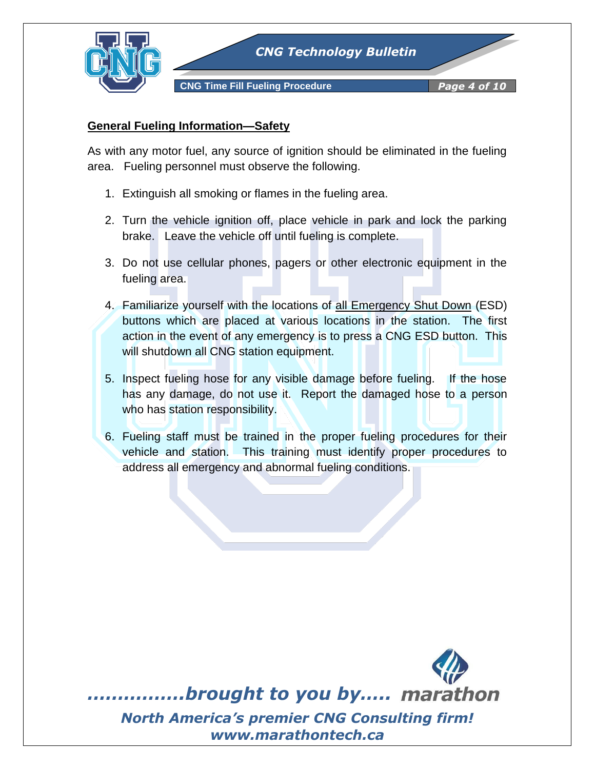## General Fueling Information—Safety

As with any motor fuel, any source of ignition should be eliminated in the fueling area. Fueling personnel must observe the following.

1. Extinguish all smoking or flames in the fueling area.
2. Turn the vehicle ignition off, place vehicle in park and lock the parking brake. Leave the vehicle off until fueling is complete.
3. Do not use cellular phones, pagers or other electronic equipment in the fueling area.
4. Familiarize yourself with the locations of all Emergency Shut Down (ESD) buttons which are placed at various locations in the station. The first action in the event of any emergency is to press a CNG ESD button. This will shutdown all CNG station equipment.
5. Inspect fueling hose for any visible damage before fueling. If the hose has any damage, do not use it. Report the damaged hose to a person who has station responsibility.
6. Fueling staff must be trained in the proper fueling procedures for their vehicle and station. This training must identify proper procedures to address all emergency and abnormal fueling conditions.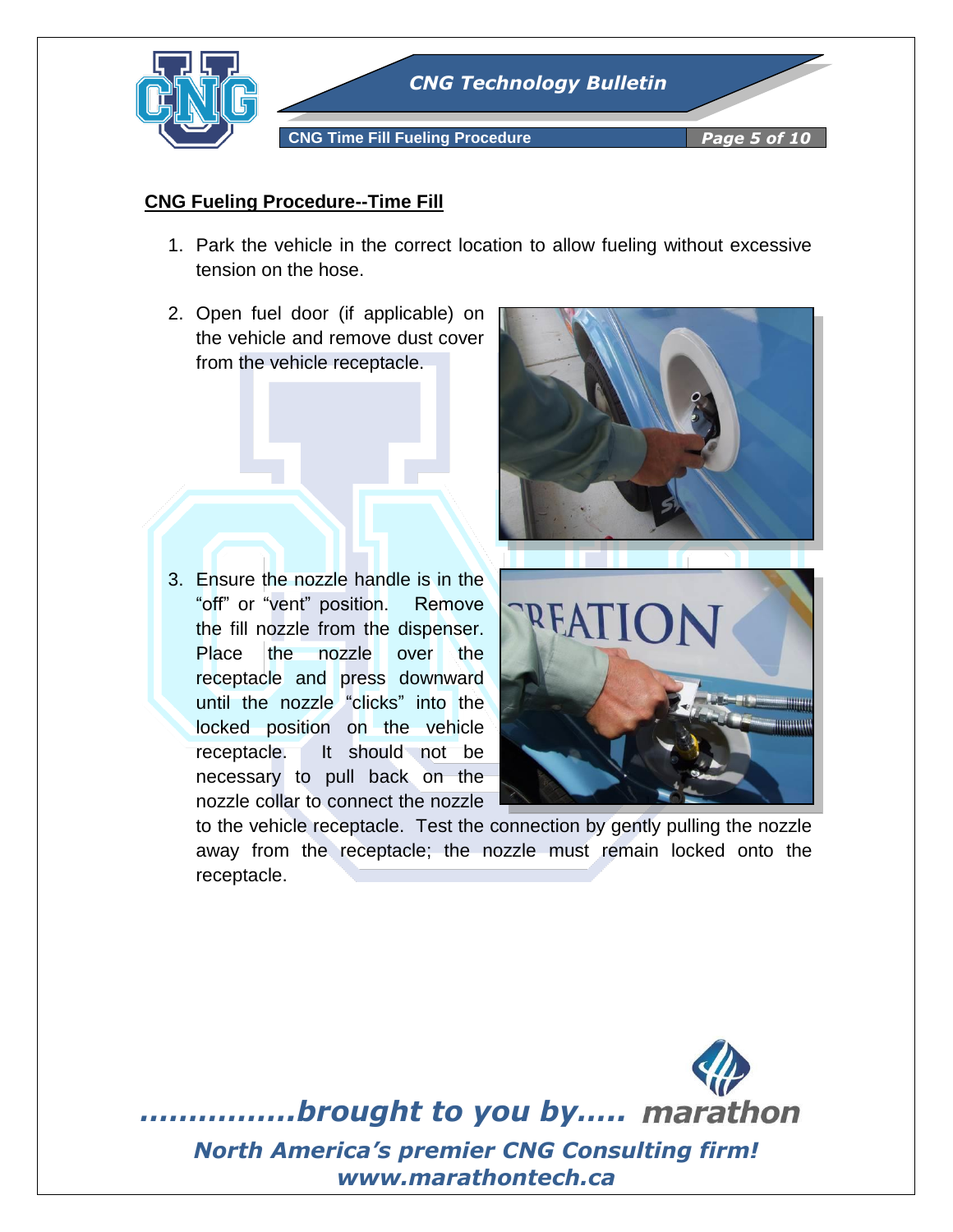## CNG Fueling Procedure--Time Fill

1. Park the vehicle in the correct location to allow fueling without excessive tension on the hose.

2. Open fuel door (if applicable) on the vehicle and remove dust cover from the vehicle receptacle.

3. Ensure the nozzle handle is in the "off" or "vent" position. Remove the fill nozzle from the dispenser. Place the nozzle over the receptacle and press downward until the nozzle "clicks" into the locked position on the vehicle receptacle. It should not be necessary to pull back on the nozzle collar to connect the nozzle to the vehicle receptacle. Test the connection by gently pulling the nozzle away from the receptacle; the nozzle must remain locked onto the receptacle.

*................brought to you by..... marathon*

***North America's premier CNG Consulting firm!***

***www.marathontech.ca***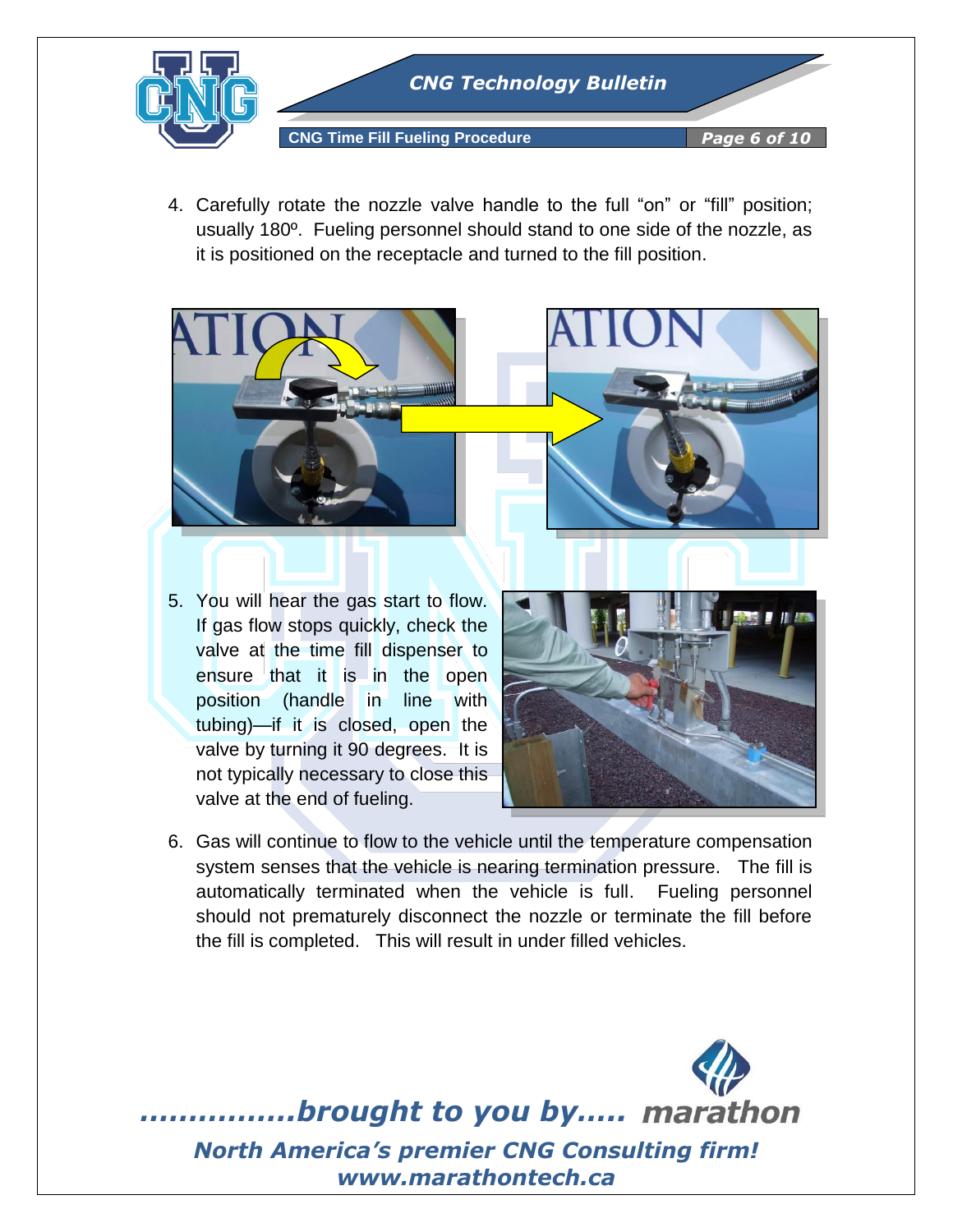4. Carefully rotate the nozzle valve handle to the full “on” or “fill” position; usually 180º. Fueling personnel should stand to one side of the nozzle, as it is positioned on the receptacle and turned to the fill position.

5. You will hear the gas start to flow. If gas flow stops quickly, check the valve at the time fill dispenser to ensure that it is in the open position (handle in line with tubing)—if it is closed, open the valve by turning it 90 degrees. It is not typically necessary to close this valve at the end of fueling.

6. Gas will continue to flow to the vehicle until the temperature compensation system senses that the vehicle is nearing termination pressure. The fill is automatically terminated when the vehicle is full. Fueling personnel should not prematurely disconnect the nozzle or terminate the fill before the fill is completed. This will result in under filled vehicles.

*................brought to you by..... marathon*

*North America’s premier CNG Consulting firm!*

*www.marathontech.ca*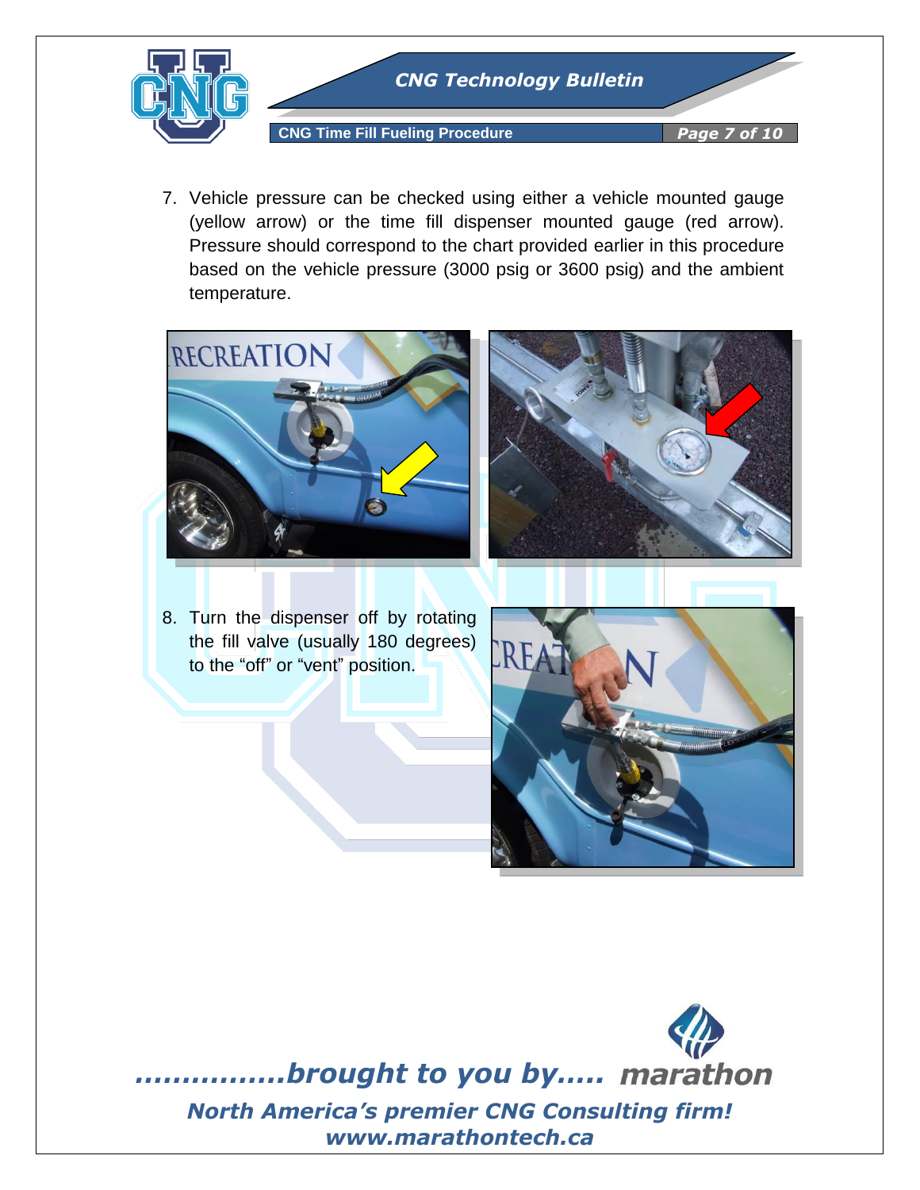7. Vehicle pressure can be checked using either a vehicle mounted gauge (yellow arrow) or the time fill dispenser mounted gauge (red arrow). Pressure should correspond to the chart provided earlier in this procedure based on the vehicle pressure (3000 psig or 3600 psig) and the ambient temperature.

8. Turn the dispenser off by rotating the fill valve (usually 180 degrees) to the "off" or "vent" position.

*................brought to you by..... marathon*

***North America's premier CNG Consulting firm!***

***www.marathontech.ca***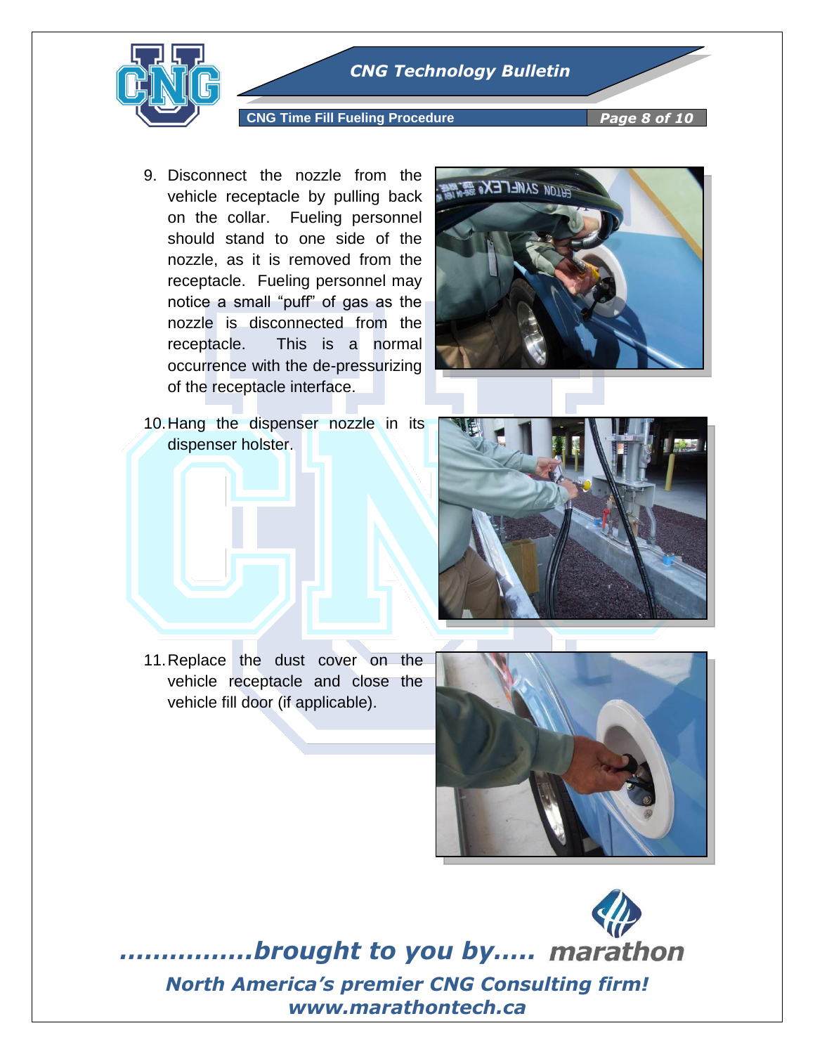9. Disconnect the nozzle from the vehicle receptacle by pulling back on the collar. Fueling personnel should stand to one side of the nozzle, as it is removed from the receptacle. Fueling personnel may notice a small "puff" of gas as the nozzle is disconnected from the receptacle. This is a normal occurrence with the de-pressurizing of the receptacle interface.

10. Hang the dispenser nozzle in its dispenser holster.

11. Replace the dust cover on the vehicle receptacle and close the vehicle fill door (if applicable).

*................brought to you by.....* **marathon**

***North America's premier CNG Consulting firm!***
***www.marathontech.ca***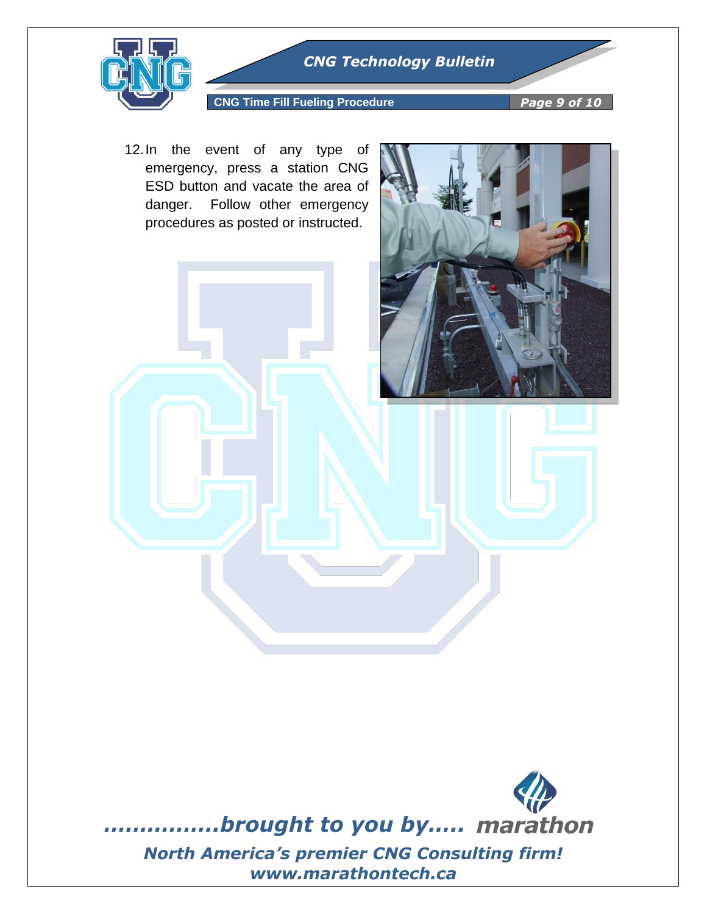12. In the event of any type of emergency, press a station CNG ESD button and vacate the area of danger. Follow other emergency procedures as posted or instructed.

*................brought to you by..... marathon*

***North America's premier CNG Consulting firm!***

***www.marathontech.ca***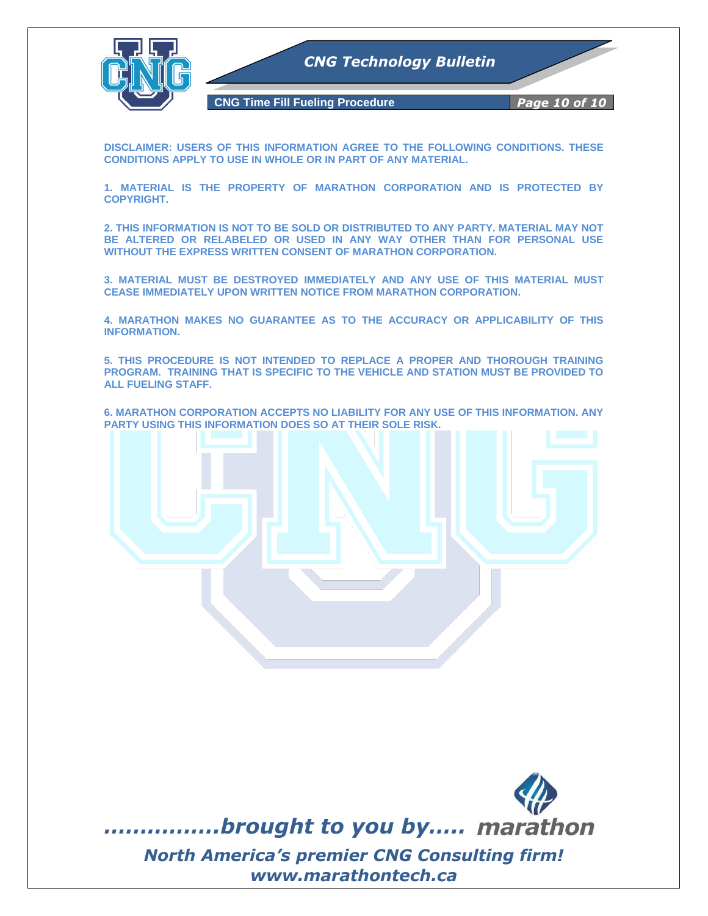DISCLAIMER: USERS OF THIS INFORMATION AGREE TO THE FOLLOWING CONDITIONS. THESE CONDITIONS APPLY TO USE IN WHOLE OR IN PART OF ANY MATERIAL.

1. MATERIAL IS THE PROPERTY OF MARATHON CORPORATION AND IS PROTECTED BY COPYRIGHT.

2. THIS INFORMATION IS NOT TO BE SOLD OR DISTRIBUTED TO ANY PARTY. MATERIAL MAY NOT BE ALTERED OR RELABELED OR USED IN ANY WAY OTHER THAN FOR PERSONAL USE WITHOUT THE EXPRESS WRITTEN CONSENT OF MARATHON CORPORATION.

3. MATERIAL MUST BE DESTROYED IMMEDIATELY AND ANY USE OF THIS MATERIAL MUST CEASE IMMEDIATELY UPON WRITTEN NOTICE FROM MARATHON CORPORATION.

4. MARATHON MAKES NO GUARANTEE AS TO THE ACCURACY OR APPLICABILITY OF THIS INFORMATION.

5. THIS PROCEDURE IS NOT INTENDED TO REPLACE A PROPER AND THOROUGH TRAINING PROGRAM. TRAINING THAT IS SPECIFIC TO THE VEHICLE AND STATION MUST BE PROVIDED TO ALL FUELING STAFF.

6. MARATHON CORPORATION ACCEPTS NO LIABILITY FOR ANY USE OF THIS INFORMATION. ANY PARTY USING THIS INFORMATION DOES SO AT THEIR SOLE RISK.

*................brought to you by..... marathon*

*North America's premier CNG Consulting firm!*

*www.marathontech.ca*